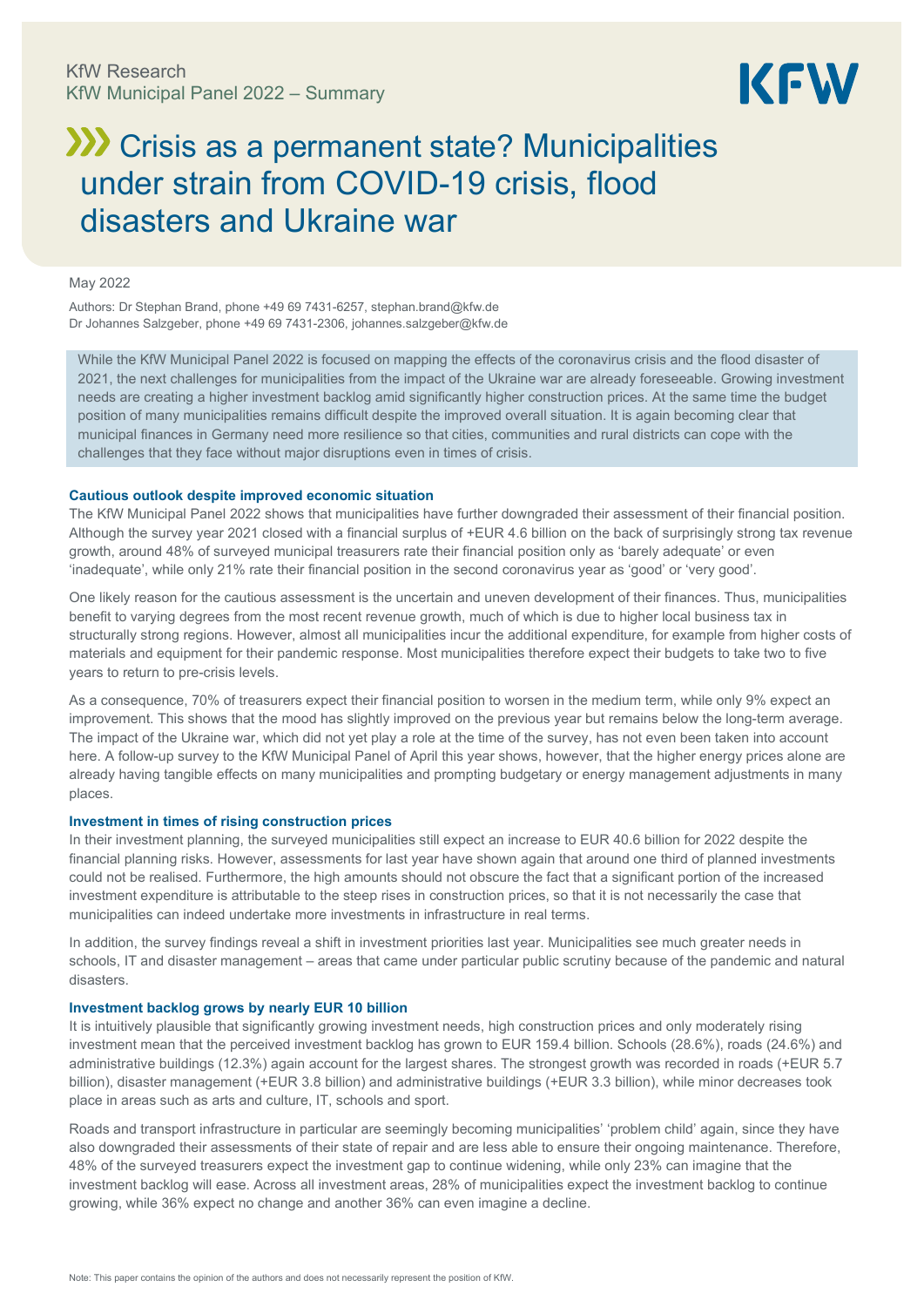KfW Research
KfW Municipal Panel 2022 – Summary

# Crisis as a permanent state? Municipalities under strain from COVID-19 crisis, flood disasters and Ukraine war

May 2022

Authors: Dr Stephan Brand, phone +49 69 7431-6257, stephan.brand@kfw.de
Dr Johannes Salzgeber, phone +49 69 7431-2306, johannes.salzgeber@kfw.de

While the KfW Municipal Panel 2022 is focused on mapping the effects of the coronavirus crisis and the flood disaster of 2021, the next challenges for municipalities from the impact of the Ukraine war are already foreseeable. Growing investment needs are creating a higher investment backlog amid significantly higher construction prices. At the same time the budget position of many municipalities remains difficult despite the improved overall situation. It is again becoming clear that municipal finances in Germany need more resilience so that cities, communities and rural districts can cope with the challenges that they face without major disruptions even in times of crisis.

### Cautious outlook despite improved economic situation

The KfW Municipal Panel 2022 shows that municipalities have further downgraded their assessment of their financial position. Although the survey year 2021 closed with a financial surplus of +EUR 4.6 billion on the back of surprisingly strong tax revenue growth, around 48% of surveyed municipal treasurers rate their financial position only as 'barely adequate' or even 'inadequate', while only 21% rate their financial position in the second coronavirus year as 'good' or 'very good'.

One likely reason for the cautious assessment is the uncertain and uneven development of their finances. Thus, municipalities benefit to varying degrees from the most recent revenue growth, much of which is due to higher local business tax in structurally strong regions. However, almost all municipalities incur the additional expenditure, for example from higher costs of materials and equipment for their pandemic response. Most municipalities therefore expect their budgets to take two to five years to return to pre-crisis levels.

As a consequence, 70% of treasurers expect their financial position to worsen in the medium term, while only 9% expect an improvement. This shows that the mood has slightly improved on the previous year but remains below the long-term average. The impact of the Ukraine war, which did not yet play a role at the time of the survey, has not even been taken into account here. A follow-up survey to the KfW Municipal Panel of April this year shows, however, that the higher energy prices alone are already having tangible effects on many municipalities and prompting budgetary or energy management adjustments in many places.

### Investment in times of rising construction prices

In their investment planning, the surveyed municipalities still expect an increase to EUR 40.6 billion for 2022 despite the financial planning risks. However, assessments for last year have shown again that around one third of planned investments could not be realised. Furthermore, the high amounts should not obscure the fact that a significant portion of the increased investment expenditure is attributable to the steep rises in construction prices, so that it is not necessarily the case that municipalities can indeed undertake more investments in infrastructure in real terms.

In addition, the survey findings reveal a shift in investment priorities last year. Municipalities see much greater needs in schools, IT and disaster management – areas that came under particular public scrutiny because of the pandemic and natural disasters.

### Investment backlog grows by nearly EUR 10 billion

It is intuitively plausible that significantly growing investment needs, high construction prices and only moderately rising investment mean that the perceived investment backlog has grown to EUR 159.4 billion. Schools (28.6%), roads (24.6%) and administrative buildings (12.3%) again account for the largest shares. The strongest growth was recorded in roads (+EUR 5.7 billion), disaster management (+EUR 3.8 billion) and administrative buildings (+EUR 3.3 billion), while minor decreases took place in areas such as arts and culture, IT, schools and sport.

Roads and transport infrastructure in particular are seemingly becoming municipalities' 'problem child' again, since they have also downgraded their assessments of their state of repair and are less able to ensure their ongoing maintenance. Therefore, 48% of the surveyed treasurers expect the investment gap to continue widening, while only 23% can imagine that the investment backlog will ease. Across all investment areas, 28% of municipalities expect the investment backlog to continue growing, while 36% expect no change and another 36% can even imagine a decline.

Note: This paper contains the opinion of the authors and does not necessarily represent the position of KfW.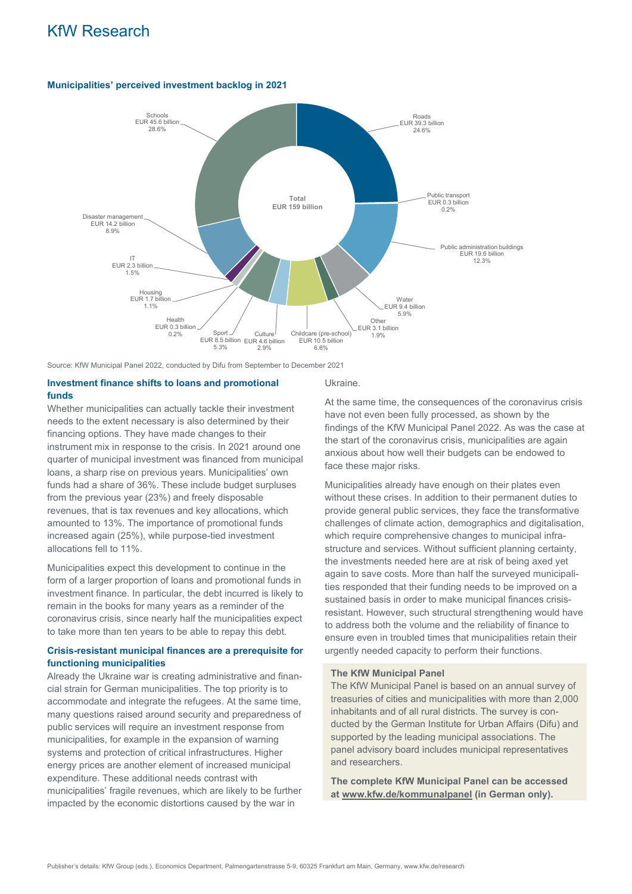**Municipalities' perceived investment backlog in 2021**

Total
EUR 159 billion

Schools
EUR 45.6 billion
28.6%

Roads
EUR 39.3 billion
24.6%

Public transport
EUR 0.3 billion
0.2%

Public administration buildings
EUR 19.6 billion
12.3%

Water
EUR 9.4 billion
5.9%

Other
EUR 3.1 billion
1.9%

Childcare (pre-school)
EUR 10.5 billion
6.6%

Culture
EUR 4.6 billion
2.9%

Sport
EUR 8.5 billion
5.3%

Health
EUR 0.3 billion
0.2%

Housing
EUR 1.7 billion
1.1%

IT
EUR 2.3 billion
1.5%

Disaster management
EUR 14.2 billion
8.9%

Source: KfW Municipal Panel 2022, conducted by Difu from September to December 2021

### Investment finance shifts to loans and promotional funds

Whether municipalities can actually tackle their investment needs to the extent necessary is also determined by their financing options. They have made changes to their instrument mix in response to the crisis. In 2021 around one quarter of municipal investment was financed from municipal loans, a sharp rise on previous years. Municipalities' own funds had a share of 36%. These include budget surpluses from the previous year (23%) and freely disposable revenues, that is tax revenues and key allocations, which amounted to 13%. The importance of promotional funds increased again (25%), while purpose-tied investment allocations fell to 11%.

Municipalities expect this development to continue in the form of a larger proportion of loans and promotional funds in investment finance. In particular, the debt incurred is likely to remain in the books for many years as a reminder of the coronavirus crisis, since nearly half the municipalities expect to take more than ten years to be able to repay this debt.

### Crisis-resistant municipal finances are a prerequisite for functioning municipalities

Already the Ukraine war is creating administrative and financial strain for German municipalities. The top priority is to accommodate and integrate the refugees. At the same time, many questions raised around security and preparedness of public services will require an investment response from municipalities, for example in the expansion of warning systems and protection of critical infrastructures. Higher energy prices are another element of increased municipal expenditure. These additional needs contrast with municipalities' fragile revenues, which are likely to be further impacted by the economic distortions caused by the war in Ukraine.

At the same time, the consequences of the coronavirus crisis have not even been fully processed, as shown by the findings of the KfW Municipal Panel 2022. As was the case at the start of the coronavirus crisis, municipalities are again anxious about how well their budgets can be endowed to face these major risks.

Municipalities already have enough on their plates even without these crises. In addition to their permanent duties to provide general public services, they face the transformative challenges of climate action, demographics and digitalisation, which require comprehensive changes to municipal infrastructure and services. Without sufficient planning certainty, the investments needed here are at risk of being axed yet again to save costs. More than half the surveyed municipalities responded that their funding needs to be improved on a sustained basis in order to make municipal finances crisis-resistant. However, such structural strengthening would have to address both the volume and the reliability of finance to ensure even in troubled times that municipalities retain their urgently needed capacity to perform their functions.

**The KfW Municipal Panel**

The KfW Municipal Panel is based on an annual survey of treasuries of cities and municipalities with more than 2,000 inhabitants and of all rural districts. The survey is conducted by the German Institute for Urban Affairs (Difu) and supported by the leading municipal associations. The panel advisory board includes municipal representatives and researchers.

**The complete KfW Municipal Panel can be accessed at www.kfw.de/kommunalpanel (in German only).**

Publisher's details: KfW Group (eds.), Economics Department, Palmengartenstrasse 5-9, 60325 Frankfurt am Main, Germany, www.kfw.de/research